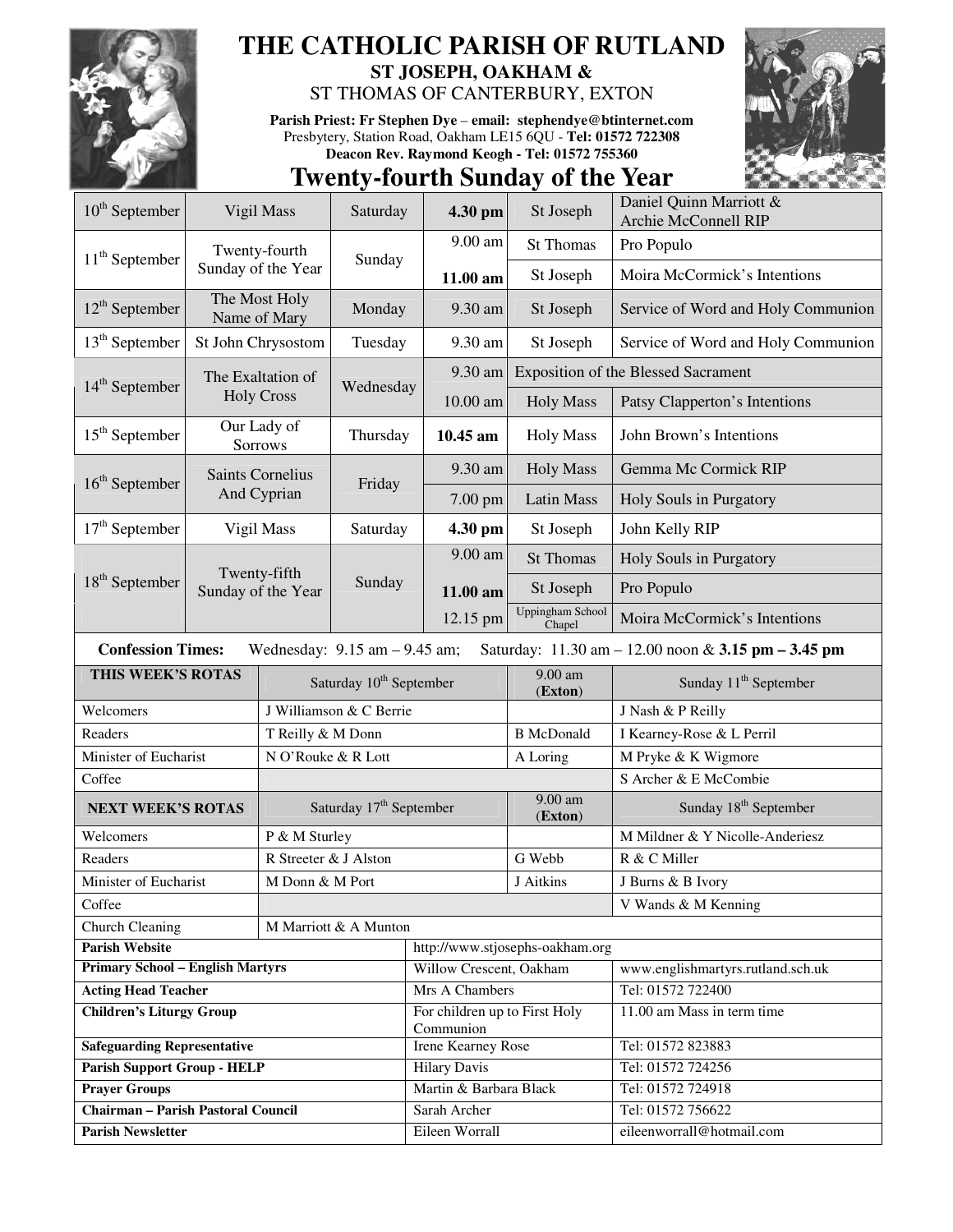# THE CATHOLIC PARISH OF RUTLAND

## ST JOSEPH, OAKHAM &
## ST THOMAS OF CANTERBURY, EXTON

**Parish Priest: Fr Stephen Dye** – **email: stephendye@btinternet.com**
Presbytery, Station Road, Oakham LE15 6QU - **Tel: 01572 722308**
**Deacon Rev. Raymond Keogh - Tel: 01572 755360**

# Twenty-fourth Sunday of the Year

| Date | Feast | Day | Time | Place | Intention |
|---|---|---|---|---|---|
| 10th September | Vigil Mass | Saturday | **4.30 pm** | St Joseph | Daniel Quinn Marriott & Archie McConnell RIP |
| 11th September | Twenty-fourth Sunday of the Year | Sunday | 9.00 am | St Thomas | Pro Populo |
| | | | **11.00 am** | St Joseph | Moira McCormick's Intentions |
| 12th September | The Most Holy Name of Mary | Monday | 9.30 am | St Joseph | Service of Word and Holy Communion |
| 13th September | St John Chrysostom | Tuesday | 9.30 am | St Joseph | Service of Word and Holy Communion |
| 14th September | The Exaltation of Holy Cross | Wednesday | 9.30 am | Exposition of the Blessed Sacrament | |
| | | | 10.00 am | Holy Mass | Patsy Clapperton's Intentions |
| 15th September | Our Lady of Sorrows | Thursday | **10.45 am** | Holy Mass | John Brown's Intentions |
| 16th September | Saints Cornelius And Cyprian | Friday | 9.30 am | Holy Mass | Gemma Mc Cormick RIP |
| | | | 7.00 pm | Latin Mass | Holy Souls in Purgatory |
| 17th September | Vigil Mass | Saturday | **4.30 pm** | St Joseph | John Kelly RIP |
| 18th September | Twenty-fifth Sunday of the Year | Sunday | 9.00 am | St Thomas | Holy Souls in Purgatory |
| | | | **11.00 am** | St Joseph | Pro Populo |
| | | | 12.15 pm | Uppingham School Chapel | Moira McCormick's Intentions |

**Confession Times:** Wednesday: 9.15 am – 9.45 am; Saturday: 11.30 am – 12.00 noon & **3.15 pm – 3.45 pm**

| **THIS WEEK'S ROTAS** | Saturday 10th September | 9.00 am (**Exton**) | Sunday 11th September |
|---|---|---|---|
| Welcomers | J Williamson & C Berrie | | J Nash & P Reilly |
| Readers | T Reilly & M Donn | B McDonald | I Kearney-Rose & L Perril |
| Minister of Eucharist | N O'Rouke & R Lott | A Loring | M Pryke & K Wigmore |
| Coffee | | | S Archer & E McCombie |
| **NEXT WEEK'S ROTAS** | Saturday 17th September | 9.00 am (**Exton**) | Sunday 18th September |
| Welcomers | P & M Sturley | | M Mildner & Y Nicolle-Anderiesz |
| Readers | R Streeter & J Alston | G Webb | R & C Miller |
| Minister of Eucharist | M Donn & M Port | J Aitkins | J Burns & B Ivory |
| Coffee | | | V Wands & M Kenning |
| Church Cleaning | M Marriott & A Munton | | |

| | | |
|---|---|---|
| **Parish Website** | http://www.stjosephs-oakham.org | |
| **Primary School – English Martyrs** | Willow Crescent, Oakham | www.englishmartyrs.rutland.sch.uk |
| **Acting Head Teacher** | Mrs A Chambers | Tel: 01572 722400 |
| **Children's Liturgy Group** | For children up to First Holy Communion | 11.00 am Mass in term time |
| **Safeguarding Representative** | Irene Kearney Rose | Tel: 01572 823883 |
| **Parish Support Group - HELP** | Hilary Davis | Tel: 01572 724256 |
| **Prayer Groups** | Martin & Barbara Black | Tel: 01572 724918 |
| **Chairman – Parish Pastoral Council** | Sarah Archer | Tel: 01572 756622 |
| **Parish Newsletter** | Eileen Worrall | eileenworrall@hotmail.com |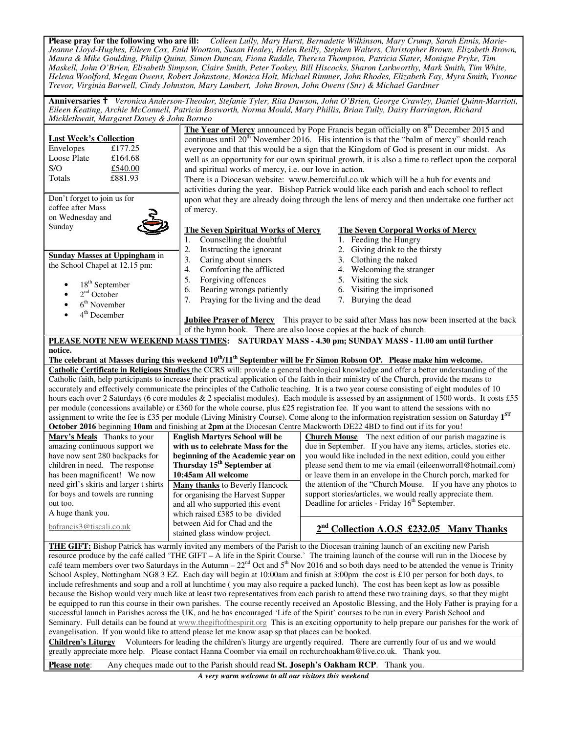**Please pray for the following who are ill:** *Colleen Lully, Mary Hurst, Bernadette Wilkinson, Mary Crump, Sarah Ennis, Marie-Jeanne Lloyd-Hughes, Eileen Cox, Enid Wootton, Susan Healey, Helen Reilly, Stephen Walters, Christopher Brown, Elizabeth Brown, Maura & Mike Goulding, Philip Quinn, Simon Duncan, Fiona Ruddle, Theresa Thompson, Patricia Slater, Monique Pryke, Tim Maskell, John O'Brien, Elisabeth Simpson, Claire Smith, Peter Tookey, Bill Hiscocks, Sharon Larkworthy, Mark Smith, Tim White, Helena Woolford, Megan Owens, Robert Johnstone, Monica Holt, Michael Rimmer, John Rhodes, Elizabeth Fay, Myra Smith, Yvonne Trevor, Virginia Barwell, Cindy Johnston, Mary Lambert, John Brown, John Owens (Snr) & Michael Gardiner*

**Anniversaries ✝** *Veronica Anderson-Theodor, Stefanie Tyler, Rita Dawson, John O'Brien, George Crawley, Daniel Quinn-Marriott, Eileen Keating, Archie McConnell, Patricia Bosworth, Norma Mould, Mary Phillis, Brian Tully, Daisy Harrington, Richard Micklethwait, Margaret Davey & John Borneo*

**Last Week's Collection**

| | |
|---|---|
| Envelopes | £177.25 |
| Loose Plate | £164.68 |
| S/O | £540.00 |
| Totals | £881.93 |

Don't forget to join us for coffee after Mass on Wednesday and Sunday

**Sunday Masses at Uppingham** in the School Chapel at 12.15 pm:

- 18th September
- 2nd October
- 6th November
- 4th December

**The Year of Mercy** announced by Pope Francis began officially on 8th December 2015 and continues until 20th November 2016. His intention is that the "balm of mercy" should reach everyone and that this would be a sign that the Kingdom of God is present in our midst. As well as an opportunity for our own spiritual growth, it is also a time to reflect upon the corporal and spiritual works of mercy, i.e. our love in action.

There is a Diocesan website: www.bemerciful.co.uk which will be a hub for events and activities during the year. Bishop Patrick would like each parish and each school to reflect upon what they are already doing through the lens of mercy and then undertake one further act of mercy.

**The Seven Spiritual Works of Mercy**

1. Counselling the doubtful
2. Instructing the ignorant
3. Caring about sinners
4. Comforting the afflicted
5. Forgiving offences
6. Bearing wrongs patiently
7. Praying for the living and the dead

**The Seven Corporal Works of Mercy**

1. Feeding the Hungry
2. Giving drink to the thirsty
3. Clothing the naked
4. Welcoming the stranger
5. Visiting the sick
6. Visiting the imprisoned
7. Burying the dead

**Jubilee Prayer of Mercy** This prayer to be said after Mass has now been inserted at the back of the hymn book. There are also loose copies at the back of church.

**PLEASE NOTE NEW WEEKEND MASS TIMES: SATURDAY MASS - 4.30 pm; SUNDAY MASS - 11.00 am until further notice.**

**The celebrant at Masses during this weekend 10th/11th September will be Fr Simon Robson OP. Please make him welcome.**

**Catholic Certificate in Religious Studies** the CCRS will: provide a general theological knowledge and offer a better understanding of the Catholic faith, help participants to increase their practical application of the faith in their ministry of the Church, provide the means to accurately and effectively communicate the principles of the Catholic teaching. It is a two year course consisting of eight modules of 10 hours each over 2 Saturdays (6 core modules & 2 specialist modules). Each module is assessed by an assignment of 1500 words. It costs £55 per module (concessions available) or £360 for the whole course, plus £25 registration fee. If you want to attend the sessions with no assignment to write the fee is £35 per module (Living Ministry Course). Come along to the information registration session on Saturday **1ST October 2016** beginning **10am** and finishing at **2pm** at the Diocesan Centre Mackworth DE22 4BD to find out if its for you!

**Mary's Meals** Thanks to your amazing continuous support we have now sent 280 backpacks for children in need. The response has been magnificent! We now need girl's skirts and larger t shirts for boys and towels are running out too.
A huge thank you.
bafrancis3@tiscali.co.uk

**English Martyrs School will be with us to celebrate Mass for the beginning of the Academic year on Thursday 15th September at 10:45am All welcome**

**Many thanks** to Beverly Hancock for organising the Harvest Supper and all who supported this event which raised £385 to be divided between Aid for Chad and the stained glass window project.

**Church Mouse** The next edition of our parish magazine is due in September. If you have any items, articles, stories etc. you would like included in the next edition, could you either please send them to me via email (eileenworrall@hotmail.com) or leave them in an envelope in the Church porch, marked for the attention of the "Church Mouse. If you have any photos to support stories/articles, we would really appreciate them. Deadline for articles - Friday 16th September.

**2nd Collection A.O.S £232.05 Many Thanks**

**THE GIFT:** Bishop Patrick has warmly invited any members of the Parish to the Diocesan training launch of an exciting new Parish resource produce by the café called 'THE GIFT – A life in the Spirit Course.' The training launch of the course will run in the Diocese by café team members over two Saturdays in the Autumn – 22nd Oct and 5th Nov 2016 and so both days need to be attended the venue is Trinity School Aspley, Nottingham NG8 3 EZ. Each day will begin at 10:00am and finish at 3:00pm the cost is £10 per person for both days, to include refreshments and soup and a roll at lunchtime ( you may also require a packed lunch). The cost has been kept as low as possible because the Bishop would very much like at least two representatives from each parish to attend these two training days, so that they might be equipped to run this course in their own parishes. The course recently received an Apostolic Blessing, and the Holy Father is praying for a successful launch in Parishes across the UK, and he has encouraged 'Life of the Spirit' courses to be run in every Parish School and Seminary. Full details can be found at www.thegiftofthespirit.org This is an exciting opportunity to help prepare our parishes for the work of evangelisation. If you would like to attend please let me know asap sp that places can be booked.

**Children's Liturgy** Volunteers for leading the children's liturgy are urgently required. There are currently four of us and we would greatly appreciate more help. Please contact Hanna Coomber via email on rcchurchoakham@live.co.uk. Thank you.

**Please note**: Any cheques made out to the Parish should read **St. Joseph's Oakham RCP**. Thank you.

***A very warm welcome to all our visitors this weekend***